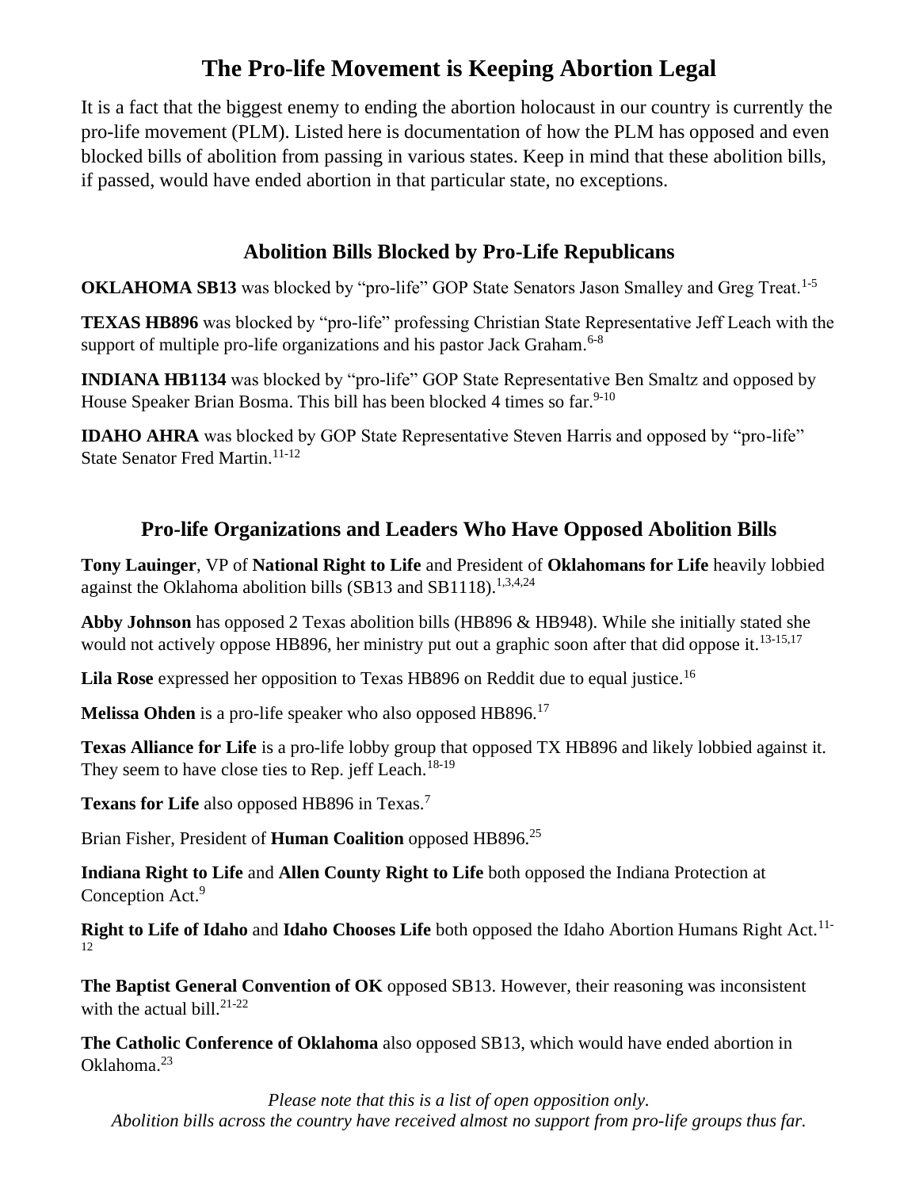# The Pro-life Movement is Keeping Abortion Legal

It is a fact that the biggest enemy to ending the abortion holocaust in our country is currently the pro-life movement (PLM). Listed here is documentation of how the PLM has opposed and even blocked bills of abolition from passing in various states. Keep in mind that these abolition bills, if passed, would have ended abortion in that particular state, no exceptions.

## Abolition Bills Blocked by Pro-Life Republicans

**OKLAHOMA SB13** was blocked by "pro-life" GOP State Senators Jason Smalley and Greg Treat.[1-5]

**TEXAS HB896** was blocked by "pro-life" professing Christian State Representative Jeff Leach with the support of multiple pro-life organizations and his pastor Jack Graham.[6-8]

**INDIANA HB1134** was blocked by "pro-life" GOP State Representative Ben Smaltz and opposed by House Speaker Brian Bosma. This bill has been blocked 4 times so far.[9-10]

**IDAHO AHRA** was blocked by GOP State Representative Steven Harris and opposed by "pro-life" State Senator Fred Martin.[11-12]

## Pro-life Organizations and Leaders Who Have Opposed Abolition Bills

**Tony Lauinger**, VP of **National Right to Life** and President of **Oklahomans for Life** heavily lobbied against the Oklahoma abolition bills (SB13 and SB1118).[1,3,4,24]

**Abby Johnson** has opposed 2 Texas abolition bills (HB896 & HB948). While she initially stated she would not actively oppose HB896, her ministry put out a graphic soon after that did oppose it.[13-15,17]

**Lila Rose** expressed her opposition to Texas HB896 on Reddit due to equal justice.[16]

**Melissa Ohden** is a pro-life speaker who also opposed HB896.[17]

**Texas Alliance for Life** is a pro-life lobby group that opposed TX HB896 and likely lobbied against it. They seem to have close ties to Rep. jeff Leach.[18-19]

**Texans for Life** also opposed HB896 in Texas.[7]

Brian Fisher, President of **Human Coalition** opposed HB896.[25]

**Indiana Right to Life** and **Allen County Right to Life** both opposed the Indiana Protection at Conception Act.[9]

**Right to Life of Idaho** and **Idaho Chooses Life** both opposed the Idaho Abortion Humans Right Act.[11-12]

**The Baptist General Convention of OK** opposed SB13. However, their reasoning was inconsistent with the actual bill.[21-22]

**The Catholic Conference of Oklahoma** also opposed SB13, which would have ended abortion in Oklahoma.[23]

*Please note that this is a list of open opposition only.*
*Abolition bills across the country have received almost no support from pro-life groups thus far.*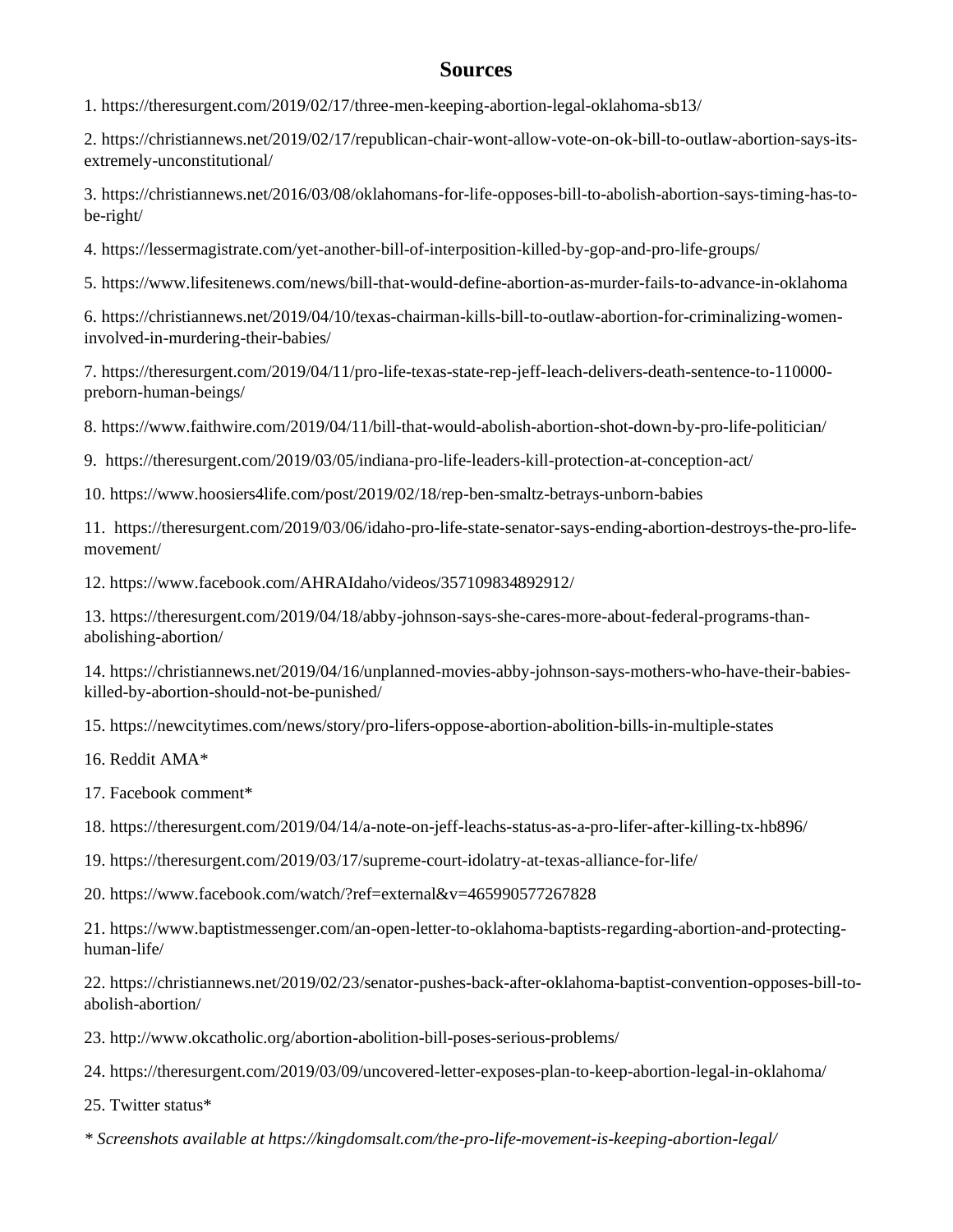# Sources

1. https://theresurgent.com/2019/02/17/three-men-keeping-abortion-legal-oklahoma-sb13/

2. https://christiannews.net/2019/02/17/republican-chair-wont-allow-vote-on-ok-bill-to-outlaw-abortion-says-its-extremely-unconstitutional/

3. https://christiannews.net/2016/03/08/oklahomans-for-life-opposes-bill-to-abolish-abortion-says-timing-has-to-be-right/

4. https://lessermagistrate.com/yet-another-bill-of-interposition-killed-by-gop-and-pro-life-groups/

5. https://www.lifesitenews.com/news/bill-that-would-define-abortion-as-murder-fails-to-advance-in-oklahoma

6. https://christiannews.net/2019/04/10/texas-chairman-kills-bill-to-outlaw-abortion-for-criminalizing-women-involved-in-murdering-their-babies/

7. https://theresurgent.com/2019/04/11/pro-life-texas-state-rep-jeff-leach-delivers-death-sentence-to-110000-preborn-human-beings/

8. https://www.faithwire.com/2019/04/11/bill-that-would-abolish-abortion-shot-down-by-pro-life-politician/

9. https://theresurgent.com/2019/03/05/indiana-pro-life-leaders-kill-protection-at-conception-act/

10. https://www.hoosiers4life.com/post/2019/02/18/rep-ben-smaltz-betrays-unborn-babies

11. https://theresurgent.com/2019/03/06/idaho-pro-life-state-senator-says-ending-abortion-destroys-the-pro-life-movement/

12. https://www.facebook.com/AHRAIdaho/videos/357109834892912/

13. https://theresurgent.com/2019/04/18/abby-johnson-says-she-cares-more-about-federal-programs-than-abolishing-abortion/

14. https://christiannews.net/2019/04/16/unplanned-movies-abby-johnson-says-mothers-who-have-their-babies-killed-by-abortion-should-not-be-punished/

15. https://newcitytimes.com/news/story/pro-lifers-oppose-abortion-abolition-bills-in-multiple-states

16. Reddit AMA*

17. Facebook comment*

18. https://theresurgent.com/2019/04/14/a-note-on-jeff-leachs-status-as-a-pro-lifer-after-killing-tx-hb896/

19. https://theresurgent.com/2019/03/17/supreme-court-idolatry-at-texas-alliance-for-life/

20. https://www.facebook.com/watch/?ref=external&v=465990577267828

21. https://www.baptistmessenger.com/an-open-letter-to-oklahoma-baptists-regarding-abortion-and-protecting-human-life/

22. https://christiannews.net/2019/02/23/senator-pushes-back-after-oklahoma-baptist-convention-opposes-bill-to-abolish-abortion/

23. http://www.okcatholic.org/abortion-abolition-bill-poses-serious-problems/

24. https://theresurgent.com/2019/03/09/uncovered-letter-exposes-plan-to-keep-abortion-legal-in-oklahoma/

25. Twitter status*

*\* Screenshots available at https://kingdomsalt.com/the-pro-life-movement-is-keeping-abortion-legal/*